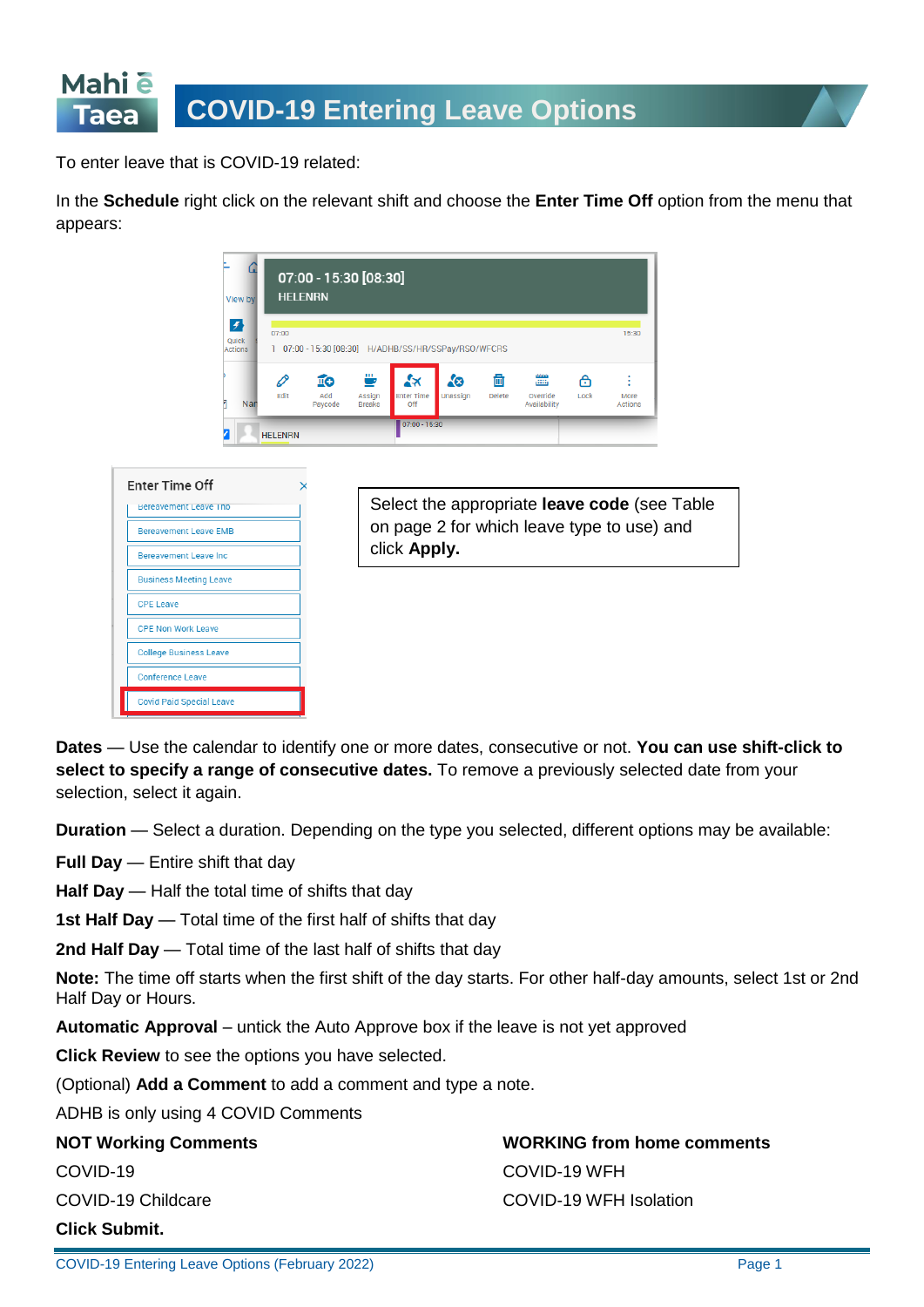# COVID-19 Entering Leave Options

To enter leave that is COVID-19 related:

In the **Schedule** right click on the relevant shift and choose the **Enter Time Off** option from the menu that appears:

Select the appropriate **leave code** (see Table on page 2 for which leave type to use) and click **Apply.**

**Dates** — Use the calendar to identify one or more dates, consecutive or not. **You can use shift-click to select to specify a range of consecutive dates.** To remove a previously selected date from your selection, select it again.

**Duration** — Select a duration. Depending on the type you selected, different options may be available:

**Full Day** — Entire shift that day

**Half Day** — Half the total time of shifts that day

**1st Half Day** — Total time of the first half of shifts that day

**2nd Half Day** — Total time of the last half of shifts that day

**Note:** The time off starts when the first shift of the day starts. For other half-day amounts, select 1st or 2nd Half Day or Hours.

**Automatic Approval** – untick the Auto Approve box if the leave is not yet approved

**Click Review** to see the options you have selected.

(Optional) **Add a Comment** to add a comment and type a note.

ADHB is only using 4 COVID Comments

**NOT Working Comments**

COVID-19

COVID-19 Childcare

**WORKING from home comments**

COVID-19 WFH

COVID-19 WFH Isolation

**Click Submit.**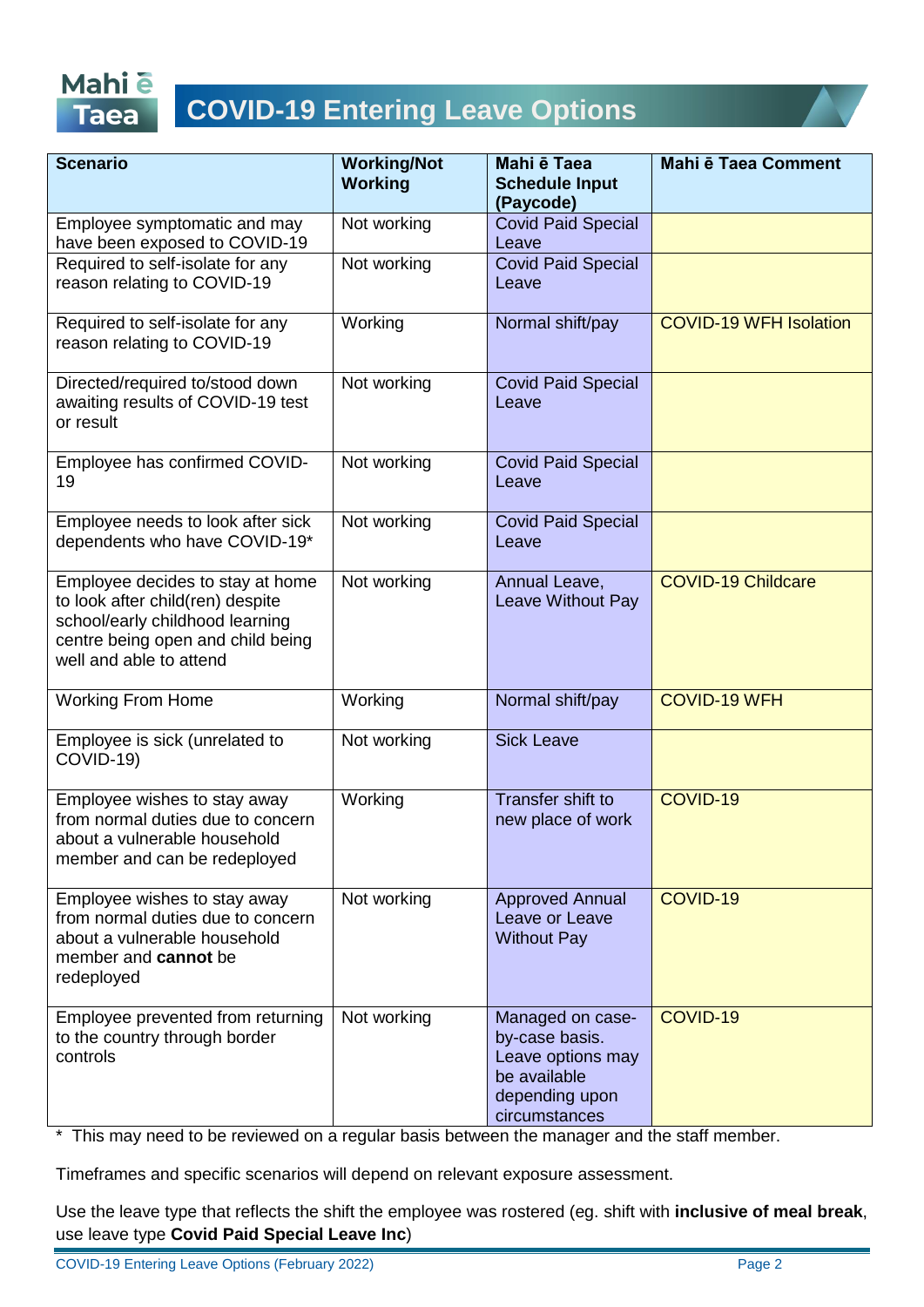# COVID-19 Entering Leave Options

| Scenario | Working/Not Working | Mahi ē Taea Schedule Input (Paycode) | Mahi ē Taea Comment |
|---|---|---|---|
| Employee symptomatic and may have been exposed to COVID-19 | Not working | Covid Paid Special Leave | |
| Required to self-isolate for any reason relating to COVID-19 | Not working | Covid Paid Special Leave | |
| Required to self-isolate for any reason relating to COVID-19 | Working | Normal shift/pay | COVID-19 WFH Isolation |
| Directed/required to/stood down awaiting results of COVID-19 test or result | Not working | Covid Paid Special Leave | |
| Employee has confirmed COVID-19 | Not working | Covid Paid Special Leave | |
| Employee needs to look after sick dependents who have COVID-19* | Not working | Covid Paid Special Leave | |
| Employee decides to stay at home to look after child(ren) despite school/early childhood learning centre being open and child being well and able to attend | Not working | Annual Leave, Leave Without Pay | COVID-19 Childcare |
| Working From Home | Working | Normal shift/pay | COVID-19 WFH |
| Employee is sick (unrelated to COVID-19) | Not working | Sick Leave | |
| Employee wishes to stay away from normal duties due to concern about a vulnerable household member and can be redeployed | Working | Transfer shift to new place of work | COVID-19 |
| Employee wishes to stay away from normal duties due to concern about a vulnerable household member and **cannot** be redeployed | Not working | Approved Annual Leave or Leave Without Pay | COVID-19 |
| Employee prevented from returning to the country through border controls | Not working | Managed on case-by-case basis. Leave options may be available depending upon circumstances | COVID-19 |

\* This may need to be reviewed on a regular basis between the manager and the staff member.

Timeframes and specific scenarios will depend on relevant exposure assessment.

Use the leave type that reflects the shift the employee was rostered (eg. shift with **inclusive of meal break**, use leave type **Covid Paid Special Leave Inc**)